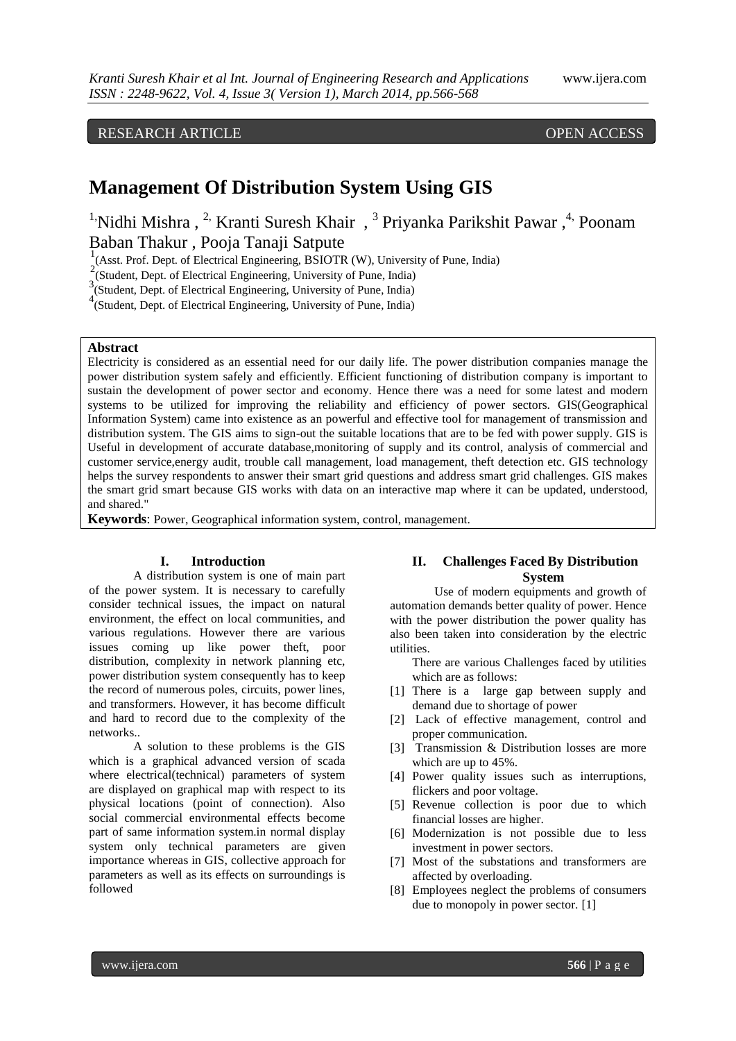RESEARCH ARTICLE OPEN ACCESS

# Management Of Distribution System Using GIS

[1]Nidhi Mishra , [2] Kranti Suresh Khair , [3] Priyanka Parikshit Pawar , [4] Poonam Baban Thakur , Pooja Tanaji Satpute

[1](Asst. Prof. Dept. of Electrical Engineering, BSIOTR (W), University of Pune, India)
[2](Student, Dept. of Electrical Engineering, University of Pune, India)
[3](Student, Dept. of Electrical Engineering, University of Pune, India)
[4](Student, Dept. of Electrical Engineering, University of Pune, India)

**Abstract**

Electricity is considered as an essential need for our daily life. The power distribution companies manage the power distribution system safely and efficiently. Efficient functioning of distribution company is important to sustain the development of power sector and economy. Hence there was a need for some latest and modern systems to be utilized for improving the reliability and efficiency of power sectors. GIS(Geographical Information System) came into existence as an powerful and effective tool for management of transmission and distribution system. The GIS aims to sign-out the suitable locations that are to be fed with power supply. GIS is Useful in development of accurate database,monitoring of supply and its control, analysis of commercial and customer service,energy audit, trouble call management, load management, theft detection etc. GIS technology helps the survey respondents to answer their smart grid questions and address smart grid challenges. GIS makes the smart grid smart because GIS works with data on an interactive map where it can be updated, understood, and shared."

**Keywords**: Power, Geographical information system, control, management.

## I. Introduction

A distribution system is one of main part of the power system. It is necessary to carefully consider technical issues, the impact on natural environment, the effect on local communities, and various regulations. However there are various issues coming up like power theft, poor distribution, complexity in network planning etc, power distribution system consequently has to keep the record of numerous poles, circuits, power lines, and transformers. However, it has become difficult and hard to record due to the complexity of the networks..

A solution to these problems is the GIS which is a graphical advanced version of scada where electrical(technical) parameters of system are displayed on graphical map with respect to its physical locations (point of connection). Also social commercial environmental effects become part of same information system.in normal display system only technical parameters are given importance whereas in GIS, collective approach for parameters as well as its effects on surroundings is followed

## II. Challenges Faced By Distribution System

Use of modern equipments and growth of automation demands better quality of power. Hence with the power distribution the power quality has also been taken into consideration by the electric utilities.

There are various Challenges faced by utilities which are as follows:

[1] There is a large gap between supply and demand due to shortage of power
[2] Lack of effective management, control and proper communication.
[3] Transmission & Distribution losses are more which are up to 45%.
[4] Power quality issues such as interruptions, flickers and poor voltage.
[5] Revenue collection is poor due to which financial losses are higher.
[6] Modernization is not possible due to less investment in power sectors.
[7] Most of the substations and transformers are affected by overloading.
[8] Employees neglect the problems of consumers due to monopoly in power sector. [1]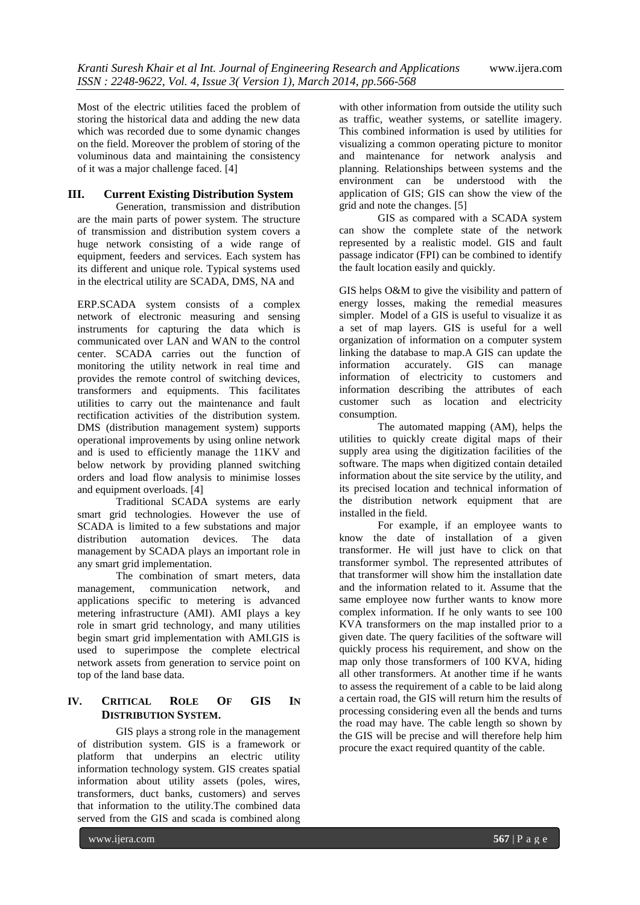Most of the electric utilities faced the problem of storing the historical data and adding the new data which was recorded due to some dynamic changes on the field. Moreover the problem of storing of the voluminous data and maintaining the consistency of it was a major challenge faced. [4]

## III. Current Existing Distribution System

Generation, transmission and distribution are the main parts of power system. The structure of transmission and distribution system covers a huge network consisting of a wide range of equipment, feeders and services. Each system has its different and unique role. Typical systems used in the electrical utility are SCADA, DMS, NA and

ERP.SCADA system consists of a complex network of electronic measuring and sensing instruments for capturing the data which is communicated over LAN and WAN to the control center. SCADA carries out the function of monitoring the utility network in real time and provides the remote control of switching devices, transformers and equipments. This facilitates utilities to carry out the maintenance and fault rectification activities of the distribution system. DMS (distribution management system) supports operational improvements by using online network and is used to efficiently manage the 11KV and below network by providing planned switching orders and load flow analysis to minimise losses and equipment overloads. [4]

Traditional SCADA systems are early smart grid technologies. However the use of SCADA is limited to a few substations and major distribution automation devices. The data management by SCADA plays an important role in any smart grid implementation.

The combination of smart meters, data management, communication network, and applications specific to metering is advanced metering infrastructure (AMI). AMI plays a key role in smart grid technology, and many utilities begin smart grid implementation with AMI.GIS is used to superimpose the complete electrical network assets from generation to service point on top of the land base data.

## IV. Critical Role Of GIS In Distribution System.

GIS plays a strong role in the management of distribution system. GIS is a framework or platform that underpins an electric utility information technology system. GIS creates spatial information about utility assets (poles, wires, transformers, duct banks, customers) and serves that information to the utility.The combined data served from the GIS and scada is combined along with other information from outside the utility such as traffic, weather systems, or satellite imagery. This combined information is used by utilities for visualizing a common operating picture to monitor and maintenance for network analysis and planning. Relationships between systems and the environment can be understood with the application of GIS; GIS can show the view of the grid and note the changes. [5]

GIS as compared with a SCADA system can show the complete state of the network represented by a realistic model. GIS and fault passage indicator (FPI) can be combined to identify the fault location easily and quickly.

GIS helps O&M to give the visibility and pattern of energy losses, making the remedial measures simpler. Model of a GIS is useful to visualize it as a set of map layers. GIS is useful for a well organization of information on a computer system linking the database to map.A GIS can update the information accurately. GIS can manage information of electricity to customers and information describing the attributes of each customer such as location and electricity consumption.

The automated mapping (AM), helps the utilities to quickly create digital maps of their supply area using the digitization facilities of the software. The maps when digitized contain detailed information about the site service by the utility, and its precised location and technical information of the distribution network equipment that are installed in the field.

For example, if an employee wants to know the date of installation of a given transformer. He will just have to click on that transformer symbol. The represented attributes of that transformer will show him the installation date and the information related to it. Assume that the same employee now further wants to know more complex information. If he only wants to see 100 KVA transformers on the map installed prior to a given date. The query facilities of the software will quickly process his requirement, and show on the map only those transformers of 100 KVA, hiding all other transformers. At another time if he wants to assess the requirement of a cable to be laid along a certain road, the GIS will return him the results of processing considering even all the bends and turns the road may have. The cable length so shown by the GIS will be precise and will therefore help him procure the exact required quantity of the cable.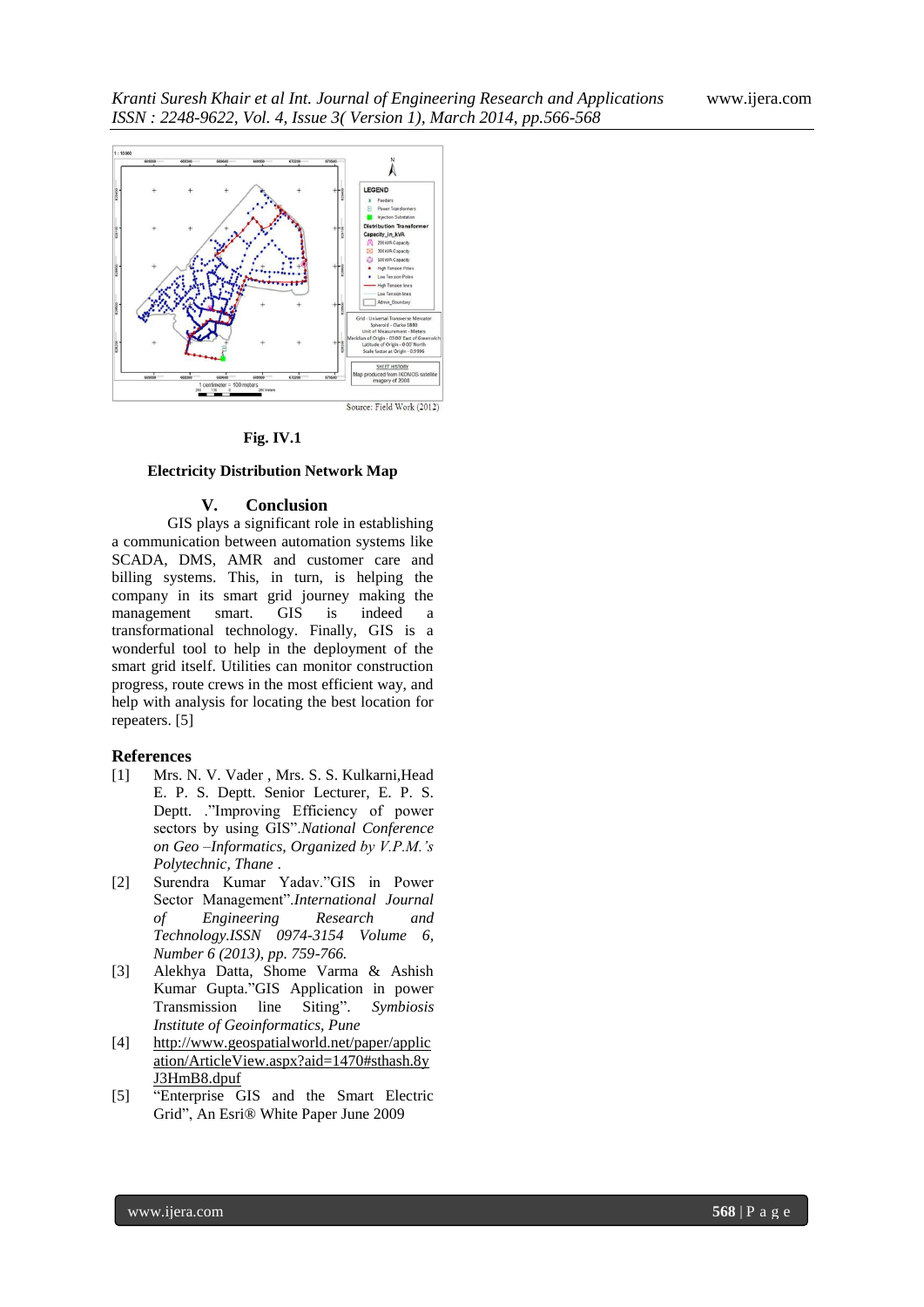Source: Field Work (2012)

**Fig. IV.1**

**Electricity Distribution Network Map**

## V. Conclusion

GIS plays a significant role in establishing a communication between automation systems like SCADA, DMS, AMR and customer care and billing systems. This, in turn, is helping the company in its smart grid journey making the management smart. GIS is indeed a transformational technology. Finally, GIS is a wonderful tool to help in the deployment of the smart grid itself. Utilities can monitor construction progress, route crews in the most efficient way, and help with analysis for locating the best location for repeaters. [5]

## References

[1] Mrs. N. V. Vader , Mrs. S. S. Kulkarni,Head E. P. S. Deptt. Senior Lecturer, E. P. S. Deptt. ."Improving Efficiency of power sectors by using GIS".*National Conference on Geo –Informatics, Organized by V.P.M.'s Polytechnic, Thane* .

[2] Surendra Kumar Yadav."GIS in Power Sector Management".*International Journal of Engineering Research and Technology.ISSN 0974-3154 Volume 6, Number 6 (2013), pp. 759-766.*

[3] Alekhya Datta, Shome Varma & Ashish Kumar Gupta."GIS Application in power Transmission line Siting". *Symbiosis Institute of Geoinformatics, Pune*

[4] http://www.geospatialworld.net/paper/application/ArticleView.aspx?aid=1470#sthash.8yJ3HmB8.dpuf

[5] "Enterprise GIS and the Smart Electric Grid", An Esri® White Paper June 2009